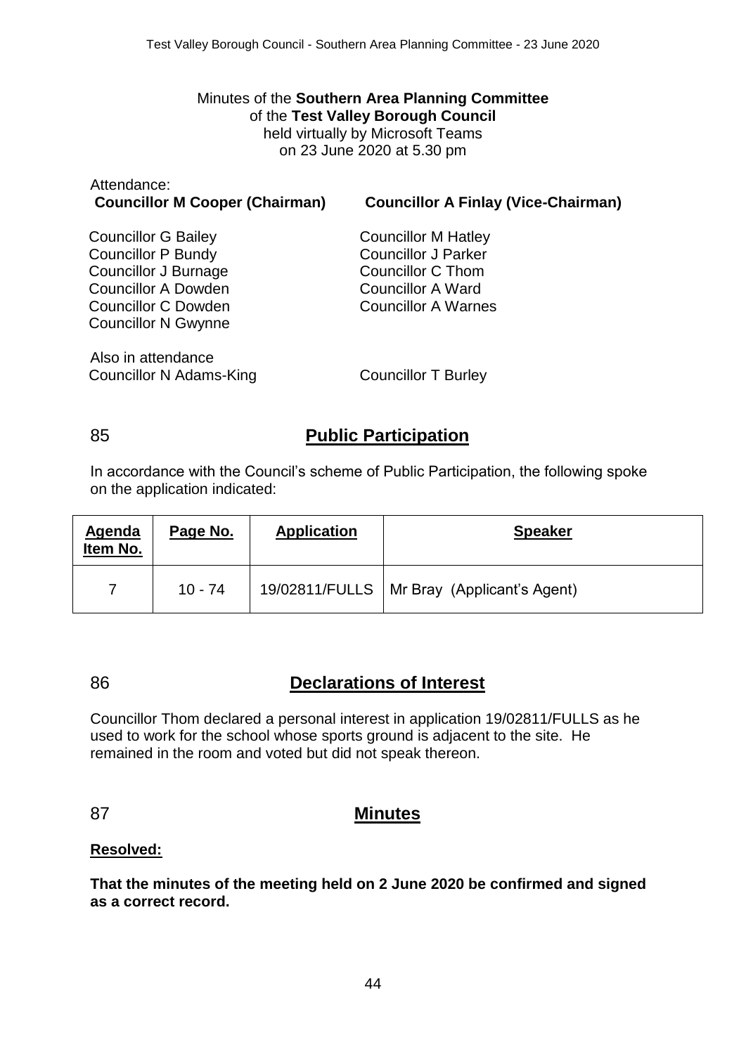Minutes of the **Southern Area Planning Committee**
of the **Test Valley Borough Council**
held virtually by Microsoft Teams
on 23 June 2020 at 5.30 pm

Attendance:

**Councillor M Cooper (Chairman)**

**Councillor A Finlay (Vice-Chairman)**

Councillor G Bailey
Councillor P Bundy
Councillor J Burnage
Councillor A Dowden
Councillor C Dowden
Councillor N Gwynne
Councillor M Hatley
Councillor J Parker
Councillor C Thom
Councillor A Ward
Councillor A Warnes

Also in attendance
Councillor N Adams-King
Councillor T Burley

## 85 Public Participation

In accordance with the Council's scheme of Public Participation, the following spoke on the application indicated:

| Agenda Item No. | Page No. | Application | Speaker |
|---|---|---|---|
| 7 | 10 - 74 | 19/02811/FULLS | Mr Bray (Applicant's Agent) |

## 86 Declarations of Interest

Councillor Thom declared a personal interest in application 19/02811/FULLS as he used to work for the school whose sports ground is adjacent to the site. He remained in the room and voted but did not speak thereon.

## 87 Minutes

**Resolved:**

**That the minutes of the meeting held on 2 June 2020 be confirmed and signed as a correct record.**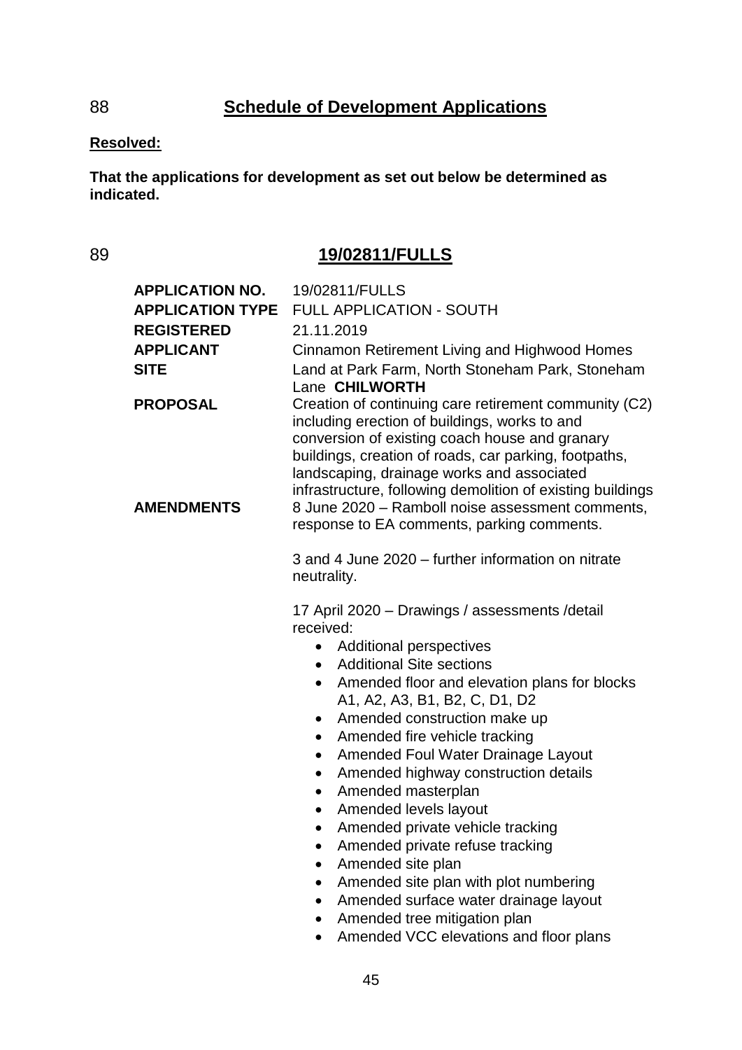## 88 Schedule of Development Applications

**Resolved:**

**That the applications for development as set out below be determined as indicated.**

## 89 19/02811/FULLS

| | |
|---|---|
| **APPLICATION NO.** | 19/02811/FULLS |
| **APPLICATION TYPE** | FULL APPLICATION - SOUTH |
| **REGISTERED** | 21.11.2019 |
| **APPLICANT** | Cinnamon Retirement Living and Highwood Homes |
| **SITE** | Land at Park Farm, North Stoneham Park, Stoneham Lane **CHILWORTH** |
| **PROPOSAL** | Creation of continuing care retirement community (C2) including erection of buildings, works to and conversion of existing coach house and granary buildings, creation of roads, car parking, footpaths, landscaping, drainage works and associated infrastructure, following demolition of existing buildings |
| **AMENDMENTS** | 8 June 2020 – Ramboll noise assessment comments, response to EA comments, parking comments. |

3 and 4 June 2020 – further information on nitrate neutrality.

17 April 2020 – Drawings / assessments /detail received:

- Additional perspectives
- Additional Site sections
- Amended floor and elevation plans for blocks A1, A2, A3, B1, B2, C, D1, D2
- Amended construction make up
- Amended fire vehicle tracking
- Amended Foul Water Drainage Layout
- Amended highway construction details
- Amended masterplan
- Amended levels layout
- Amended private vehicle tracking
- Amended private refuse tracking
- Amended site plan
- Amended site plan with plot numbering
- Amended surface water drainage layout
- Amended tree mitigation plan
- Amended VCC elevations and floor plans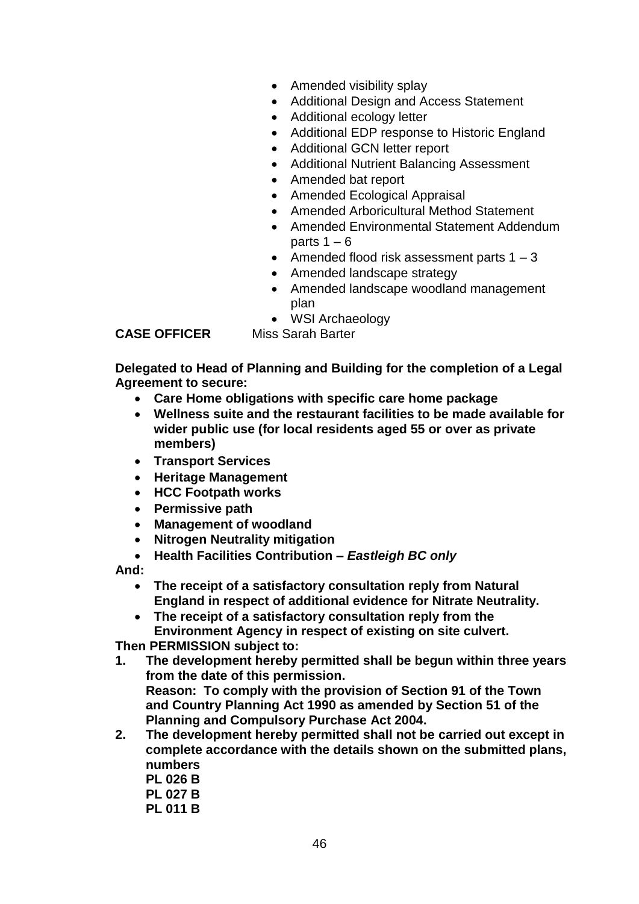- Amended visibility splay
- Additional Design and Access Statement
- Additional ecology letter
- Additional EDP response to Historic England
- Additional GCN letter report
- Additional Nutrient Balancing Assessment
- Amended bat report
- Amended Ecological Appraisal
- Amended Arboricultural Method Statement
- Amended Environmental Statement Addendum parts 1 – 6
- Amended flood risk assessment parts 1 – 3
- Amended landscape strategy
- Amended landscape woodland management plan
- WSI Archaeology

**CASE OFFICER** Miss Sarah Barter

**Delegated to Head of Planning and Building for the completion of a Legal Agreement to secure:**

- **Care Home obligations with specific care home package**
- **Wellness suite and the restaurant facilities to be made available for wider public use (for local residents aged 55 or over as private members)**
- **Transport Services**
- **Heritage Management**
- **HCC Footpath works**
- **Permissive path**
- **Management of woodland**
- **Nitrogen Neutrality mitigation**
- **Health Facilities Contribution –** ***Eastleigh BC only***

**And:**

- **The receipt of a satisfactory consultation reply from Natural England in respect of additional evidence for Nitrate Neutrality.**
- **The receipt of a satisfactory consultation reply from the Environment Agency in respect of existing on site culvert.**

**Then PERMISSION subject to:**

1. **The development hereby permitted shall be begun within three years from the date of this permission.**
   **Reason: To comply with the provision of Section 91 of the Town and Country Planning Act 1990 as amended by Section 51 of the Planning and Compulsory Purchase Act 2004.**
2. **The development hereby permitted shall not be carried out except in complete accordance with the details shown on the submitted plans, numbers**
   **PL 026 B**
   **PL 027 B**
   **PL 011 B**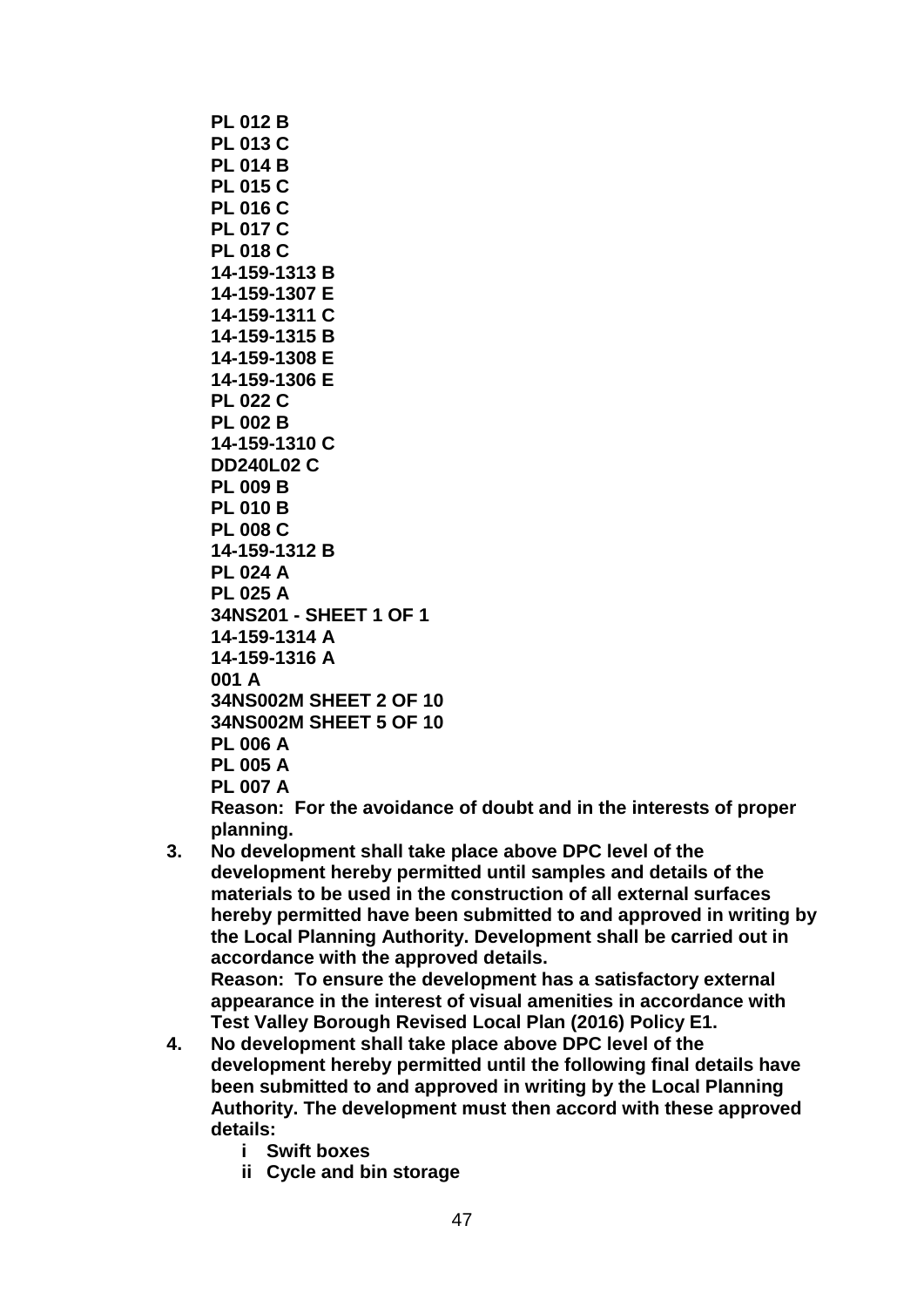**PL 012 B**
**PL 013 C**
**PL 014 B**
**PL 015 C**
**PL 016 C**
**PL 017 C**
**PL 018 C**
**14-159-1313 B**
**14-159-1307 E**
**14-159-1311 C**
**14-159-1315 B**
**14-159-1308 E**
**14-159-1306 E**
**PL 022 C**
**PL 002 B**
**14-159-1310 C**
**DD240L02 C**
**PL 009 B**
**PL 010 B**
**PL 008 C**
**14-159-1312 B**
**PL 024 A**
**PL 025 A**
**34NS201 - SHEET 1 OF 1**
**14-159-1314 A**
**14-159-1316 A**
**001 A**
**34NS002M SHEET 2 OF 10**
**34NS002M SHEET 5 OF 10**
**PL 006 A**
**PL 005 A**
**PL 007 A**
**Reason: For the avoidance of doubt and in the interests of proper planning.**

3. **No development shall take place above DPC level of the development hereby permitted until samples and details of the materials to be used in the construction of all external surfaces hereby permitted have been submitted to and approved in writing by the Local Planning Authority. Development shall be carried out in accordance with the approved details.**
   **Reason: To ensure the development has a satisfactory external appearance in the interest of visual amenities in accordance with Test Valley Borough Revised Local Plan (2016) Policy E1.**
4. **No development shall take place above DPC level of the development hereby permitted until the following final details have been submitted to and approved in writing by the Local Planning Authority. The development must then accord with these approved details:**
   - **i Swift boxes**
   - **ii Cycle and bin storage**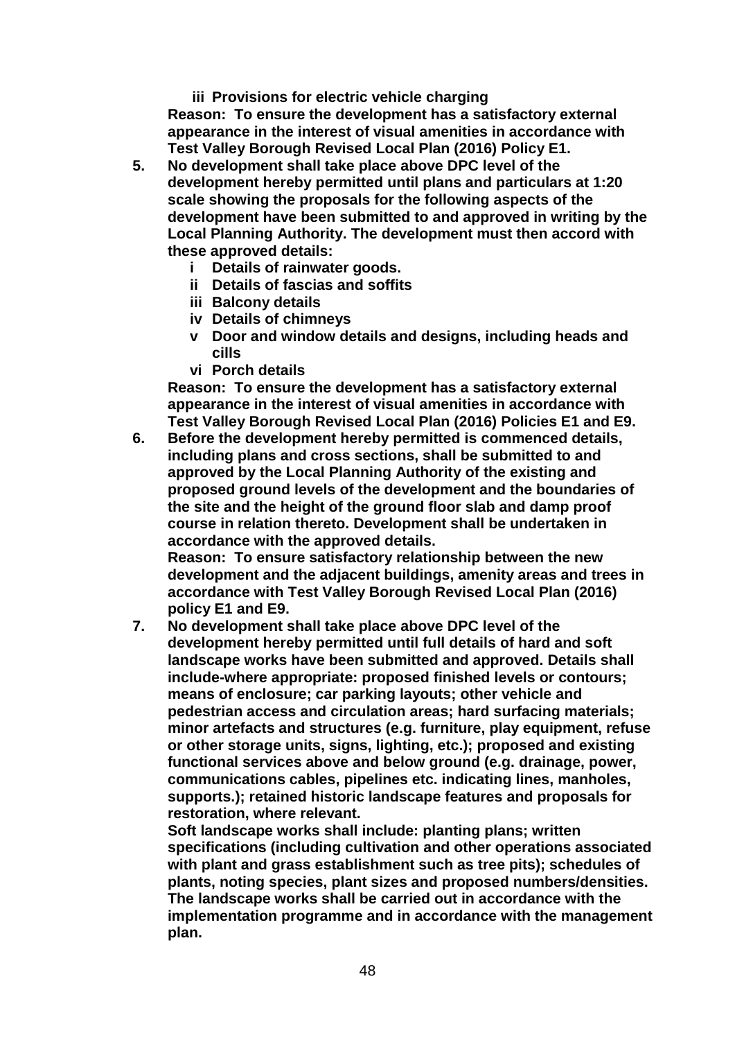**iii Provisions for electric vehicle charging**

**Reason: To ensure the development has a satisfactory external appearance in the interest of visual amenities in accordance with Test Valley Borough Revised Local Plan (2016) Policy E1.**

5. **No development shall take place above DPC level of the development hereby permitted until plans and particulars at 1:20 scale showing the proposals for the following aspects of the development have been submitted to and approved in writing by the Local Planning Authority. The development must then accord with these approved details:**
   - **i Details of rainwater goods.**
   - **ii Details of fascias and soffits**
   - **iii Balcony details**
   - **iv Details of chimneys**
   - **v Door and window details and designs, including heads and cills**
   - **vi Porch details**

   **Reason: To ensure the development has a satisfactory external appearance in the interest of visual amenities in accordance with Test Valley Borough Revised Local Plan (2016) Policies E1 and E9.**

6. **Before the development hereby permitted is commenced details, including plans and cross sections, shall be submitted to and approved by the Local Planning Authority of the existing and proposed ground levels of the development and the boundaries of the site and the height of the ground floor slab and damp proof course in relation thereto. Development shall be undertaken in accordance with the approved details.**

   **Reason: To ensure satisfactory relationship between the new development and the adjacent buildings, amenity areas and trees in accordance with Test Valley Borough Revised Local Plan (2016) policy E1 and E9.**

7. **No development shall take place above DPC level of the development hereby permitted until full details of hard and soft landscape works have been submitted and approved. Details shall include-where appropriate: proposed finished levels or contours; means of enclosure; car parking layouts; other vehicle and pedestrian access and circulation areas; hard surfacing materials; minor artefacts and structures (e.g. furniture, play equipment, refuse or other storage units, signs, lighting, etc.); proposed and existing functional services above and below ground (e.g. drainage, power, communications cables, pipelines etc. indicating lines, manholes, supports.); retained historic landscape features and proposals for restoration, where relevant.**

   **Soft landscape works shall include: planting plans; written specifications (including cultivation and other operations associated with plant and grass establishment such as tree pits); schedules of plants, noting species, plant sizes and proposed numbers/densities. The landscape works shall be carried out in accordance with the implementation programme and in accordance with the management plan.**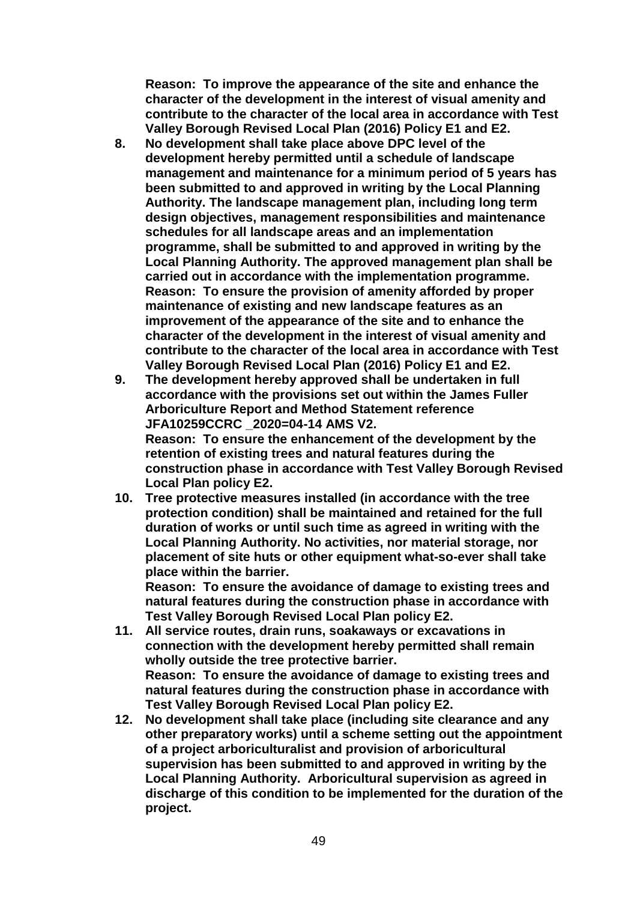**Reason: To improve the appearance of the site and enhance the character of the development in the interest of visual amenity and contribute to the character of the local area in accordance with Test Valley Borough Revised Local Plan (2016) Policy E1 and E2.**

8. **No development shall take place above DPC level of the development hereby permitted until a schedule of landscape management and maintenance for a minimum period of 5 years has been submitted to and approved in writing by the Local Planning Authority. The landscape management plan, including long term design objectives, management responsibilities and maintenance schedules for all landscape areas and an implementation programme, shall be submitted to and approved in writing by the Local Planning Authority. The approved management plan shall be carried out in accordance with the implementation programme.**
   **Reason: To ensure the provision of amenity afforded by proper maintenance of existing and new landscape features as an improvement of the appearance of the site and to enhance the character of the development in the interest of visual amenity and contribute to the character of the local area in accordance with Test Valley Borough Revised Local Plan (2016) Policy E1 and E2.**
9. **The development hereby approved shall be undertaken in full accordance with the provisions set out within the James Fuller Arboriculture Report and Method Statement reference JFA10259CCRC _2020=04-14 AMS V2.**
   **Reason: To ensure the enhancement of the development by the retention of existing trees and natural features during the construction phase in accordance with Test Valley Borough Revised Local Plan policy E2.**
10. **Tree protective measures installed (in accordance with the tree protection condition) shall be maintained and retained for the full duration of works or until such time as agreed in writing with the Local Planning Authority. No activities, nor material storage, nor placement of site huts or other equipment what-so-ever shall take place within the barrier.**
    **Reason: To ensure the avoidance of damage to existing trees and natural features during the construction phase in accordance with Test Valley Borough Revised Local Plan policy E2.**
11. **All service routes, drain runs, soakaways or excavations in connection with the development hereby permitted shall remain wholly outside the tree protective barrier.**
    **Reason: To ensure the avoidance of damage to existing trees and natural features during the construction phase in accordance with Test Valley Borough Revised Local Plan policy E2.**
12. **No development shall take place (including site clearance and any other preparatory works) until a scheme setting out the appointment of a project arboriculturalist and provision of arboricultural supervision has been submitted to and approved in writing by the Local Planning Authority. Arboricultural supervision as agreed in discharge of this condition to be implemented for the duration of the project.**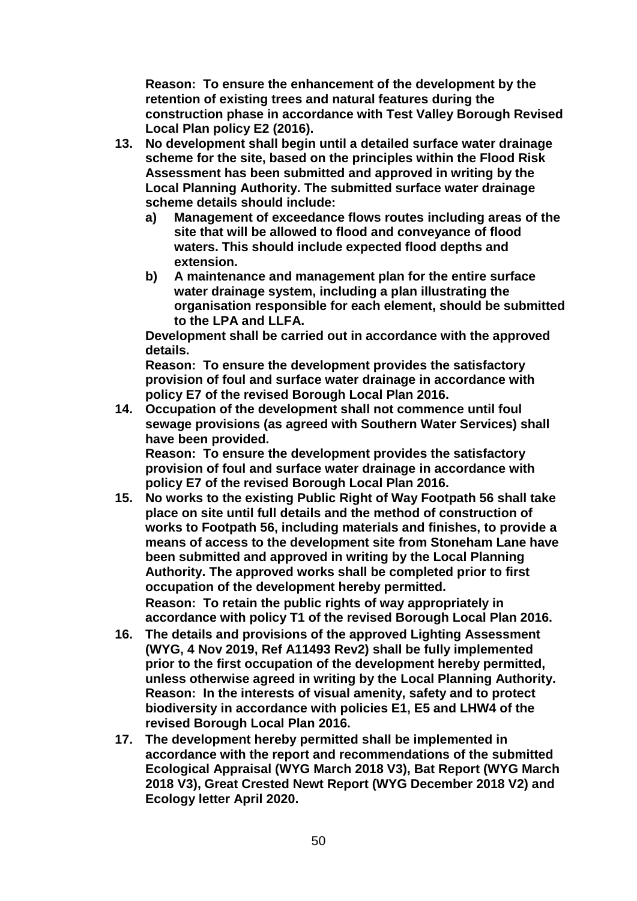**Reason: To ensure the enhancement of the development by the retention of existing trees and natural features during the construction phase in accordance with Test Valley Borough Revised Local Plan policy E2 (2016).**

13. **No development shall begin until a detailed surface water drainage scheme for the site, based on the principles within the Flood Risk Assessment has been submitted and approved in writing by the Local Planning Authority. The submitted surface water drainage scheme details should include:**
    a) **Management of exceedance flows routes including areas of the site that will be allowed to flood and conveyance of flood waters. This should include expected flood depths and extension.**
    b) **A maintenance and management plan for the entire surface water drainage system, including a plan illustrating the organisation responsible for each element, should be submitted to the LPA and LLFA.**

    **Development shall be carried out in accordance with the approved details.**
    **Reason: To ensure the development provides the satisfactory provision of foul and surface water drainage in accordance with policy E7 of the revised Borough Local Plan 2016.**

14. **Occupation of the development shall not commence until foul sewage provisions (as agreed with Southern Water Services) shall have been provided.**
    **Reason: To ensure the development provides the satisfactory provision of foul and surface water drainage in accordance with policy E7 of the revised Borough Local Plan 2016.**

15. **No works to the existing Public Right of Way Footpath 56 shall take place on site until full details and the method of construction of works to Footpath 56, including materials and finishes, to provide a means of access to the development site from Stoneham Lane have been submitted and approved in writing by the Local Planning Authority. The approved works shall be completed prior to first occupation of the development hereby permitted.**
    **Reason: To retain the public rights of way appropriately in accordance with policy T1 of the revised Borough Local Plan 2016.**

16. **The details and provisions of the approved Lighting Assessment (WYG, 4 Nov 2019, Ref A11493 Rev2) shall be fully implemented prior to the first occupation of the development hereby permitted, unless otherwise agreed in writing by the Local Planning Authority.**
    **Reason: In the interests of visual amenity, safety and to protect biodiversity in accordance with policies E1, E5 and LHW4 of the revised Borough Local Plan 2016.**

17. **The development hereby permitted shall be implemented in accordance with the report and recommendations of the submitted Ecological Appraisal (WYG March 2018 V3), Bat Report (WYG March 2018 V3), Great Crested Newt Report (WYG December 2018 V2) and Ecology letter April 2020.**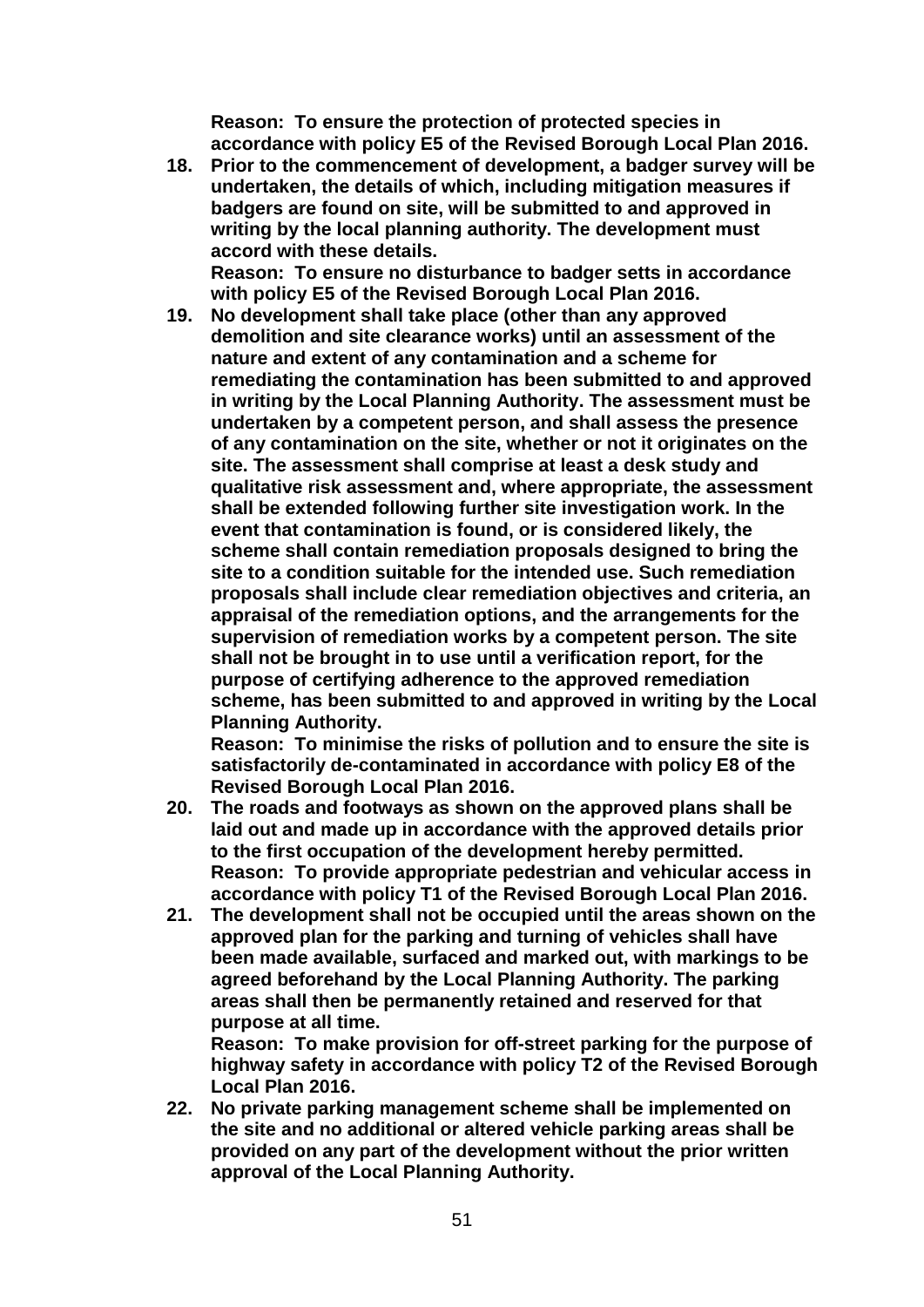**Reason: To ensure the protection of protected species in accordance with policy E5 of the Revised Borough Local Plan 2016.**

18. **Prior to the commencement of development, a badger survey will be undertaken, the details of which, including mitigation measures if badgers are found on site, will be submitted to and approved in writing by the local planning authority. The development must accord with these details.**
    **Reason: To ensure no disturbance to badger setts in accordance with policy E5 of the Revised Borough Local Plan 2016.**
19. **No development shall take place (other than any approved demolition and site clearance works) until an assessment of the nature and extent of any contamination and a scheme for remediating the contamination has been submitted to and approved in writing by the Local Planning Authority. The assessment must be undertaken by a competent person, and shall assess the presence of any contamination on the site, whether or not it originates on the site. The assessment shall comprise at least a desk study and qualitative risk assessment and, where appropriate, the assessment shall be extended following further site investigation work. In the event that contamination is found, or is considered likely, the scheme shall contain remediation proposals designed to bring the site to a condition suitable for the intended use. Such remediation proposals shall include clear remediation objectives and criteria, an appraisal of the remediation options, and the arrangements for the supervision of remediation works by a competent person. The site shall not be brought in to use until a verification report, for the purpose of certifying adherence to the approved remediation scheme, has been submitted to and approved in writing by the Local Planning Authority.**
    **Reason: To minimise the risks of pollution and to ensure the site is satisfactorily de-contaminated in accordance with policy E8 of the Revised Borough Local Plan 2016.**
20. **The roads and footways as shown on the approved plans shall be laid out and made up in accordance with the approved details prior to the first occupation of the development hereby permitted.**
    **Reason: To provide appropriate pedestrian and vehicular access in accordance with policy T1 of the Revised Borough Local Plan 2016.**
21. **The development shall not be occupied until the areas shown on the approved plan for the parking and turning of vehicles shall have been made available, surfaced and marked out, with markings to be agreed beforehand by the Local Planning Authority. The parking areas shall then be permanently retained and reserved for that purpose at all time.**
    **Reason: To make provision for off-street parking for the purpose of highway safety in accordance with policy T2 of the Revised Borough Local Plan 2016.**
22. **No private parking management scheme shall be implemented on the site and no additional or altered vehicle parking areas shall be provided on any part of the development without the prior written approval of the Local Planning Authority.**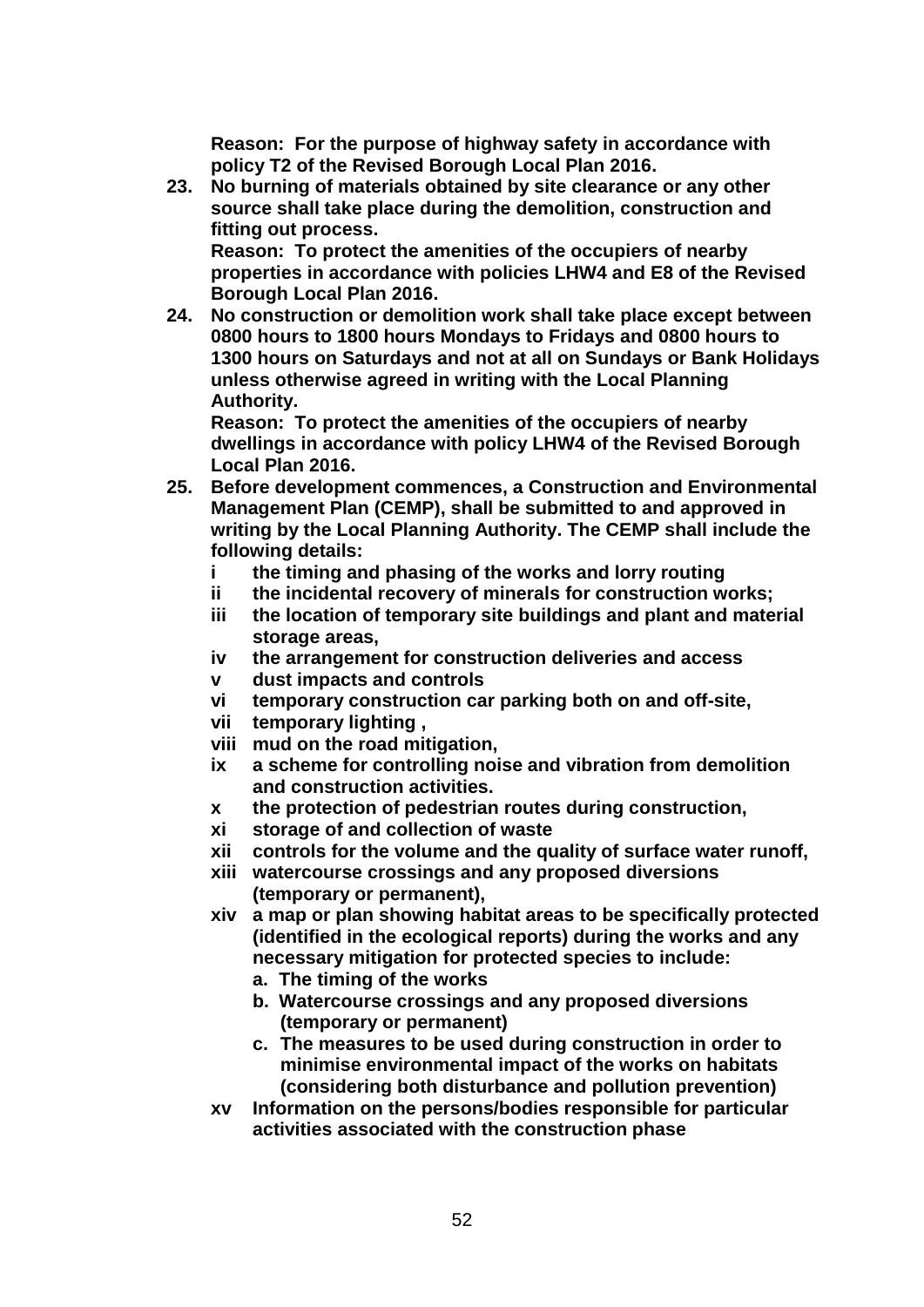**Reason: For the purpose of highway safety in accordance with policy T2 of the Revised Borough Local Plan 2016.**

23. **No burning of materials obtained by site clearance or any other source shall take place during the demolition, construction and fitting out process.**
    **Reason: To protect the amenities of the occupiers of nearby properties in accordance with policies LHW4 and E8 of the Revised Borough Local Plan 2016.**
24. **No construction or demolition work shall take place except between 0800 hours to 1800 hours Mondays to Fridays and 0800 hours to 1300 hours on Saturdays and not at all on Sundays or Bank Holidays unless otherwise agreed in writing with the Local Planning Authority.**
    **Reason: To protect the amenities of the occupiers of nearby dwellings in accordance with policy LHW4 of the Revised Borough Local Plan 2016.**
25. **Before development commences, a Construction and Environmental Management Plan (CEMP), shall be submitted to and approved in writing by the Local Planning Authority. The CEMP shall include the following details:**
    - **i the timing and phasing of the works and lorry routing**
    - **ii the incidental recovery of minerals for construction works;**
    - **iii the location of temporary site buildings and plant and material storage areas,**
    - **iv the arrangement for construction deliveries and access**
    - **v dust impacts and controls**
    - **vi temporary construction car parking both on and off-site,**
    - **vii temporary lighting ,**
    - **viii mud on the road mitigation,**
    - **ix a scheme for controlling noise and vibration from demolition and construction activities.**
    - **x the protection of pedestrian routes during construction,**
    - **xi storage of and collection of waste**
    - **xii controls for the volume and the quality of surface water runoff,**
    - **xiii watercourse crossings and any proposed diversions (temporary or permanent),**
    - **xiv a map or plan showing habitat areas to be specifically protected (identified in the ecological reports) during the works and any necessary mitigation for protected species to include:**
        - **a. The timing of the works**
        - **b. Watercourse crossings and any proposed diversions (temporary or permanent)**
        - **c. The measures to be used during construction in order to minimise environmental impact of the works on habitats (considering both disturbance and pollution prevention)**
    - **xv Information on the persons/bodies responsible for particular activities associated with the construction phase**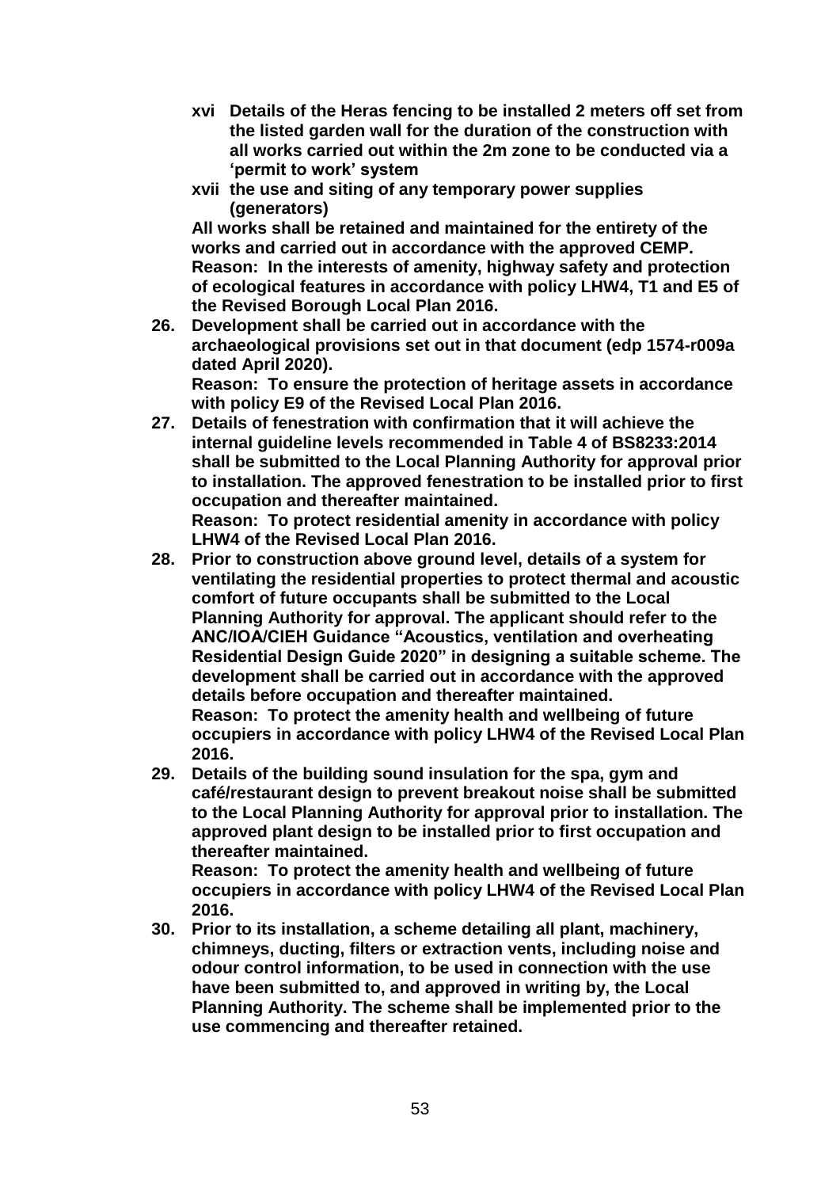**xvi Details of the Heras fencing to be installed 2 meters off set from the listed garden wall for the duration of the construction with all works carried out within the 2m zone to be conducted via a 'permit to work' system**

**xvii the use and siting of any temporary power supplies (generators)**

**All works shall be retained and maintained for the entirety of the works and carried out in accordance with the approved CEMP.**
**Reason: In the interests of amenity, highway safety and protection of ecological features in accordance with policy LHW4, T1 and E5 of the Revised Borough Local Plan 2016.**

**26. Development shall be carried out in accordance with the archaeological provisions set out in that document (edp 1574-r009a dated April 2020).**
**Reason: To ensure the protection of heritage assets in accordance with policy E9 of the Revised Local Plan 2016.**

**27. Details of fenestration with confirmation that it will achieve the internal guideline levels recommended in Table 4 of BS8233:2014 shall be submitted to the Local Planning Authority for approval prior to installation. The approved fenestration to be installed prior to first occupation and thereafter maintained.**
**Reason: To protect residential amenity in accordance with policy LHW4 of the Revised Local Plan 2016.**

**28. Prior to construction above ground level, details of a system for ventilating the residential properties to protect thermal and acoustic comfort of future occupants shall be submitted to the Local Planning Authority for approval. The applicant should refer to the ANC/IOA/CIEH Guidance "Acoustics, ventilation and overheating Residential Design Guide 2020" in designing a suitable scheme. The development shall be carried out in accordance with the approved details before occupation and thereafter maintained.**
**Reason: To protect the amenity health and wellbeing of future occupiers in accordance with policy LHW4 of the Revised Local Plan 2016.**

**29. Details of the building sound insulation for the spa, gym and café/restaurant design to prevent breakout noise shall be submitted to the Local Planning Authority for approval prior to installation. The approved plant design to be installed prior to first occupation and thereafter maintained.**
**Reason: To protect the amenity health and wellbeing of future occupiers in accordance with policy LHW4 of the Revised Local Plan 2016.**

**30. Prior to its installation, a scheme detailing all plant, machinery, chimneys, ducting, filters or extraction vents, including noise and odour control information, to be used in connection with the use have been submitted to, and approved in writing by, the Local Planning Authority. The scheme shall be implemented prior to the use commencing and thereafter retained.**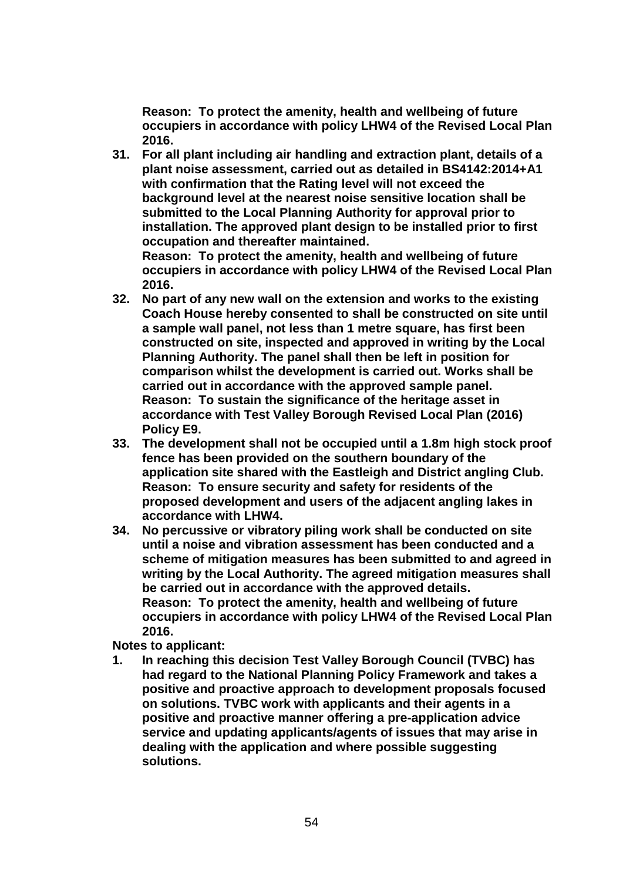**Reason: To protect the amenity, health and wellbeing of future occupiers in accordance with policy LHW4 of the Revised Local Plan 2016.**

31. **For all plant including air handling and extraction plant, details of a plant noise assessment, carried out as detailed in BS4142:2014+A1 with confirmation that the Rating level will not exceed the background level at the nearest noise sensitive location shall be submitted to the Local Planning Authority for approval prior to installation. The approved plant design to be installed prior to first occupation and thereafter maintained.**
    **Reason: To protect the amenity, health and wellbeing of future occupiers in accordance with policy LHW4 of the Revised Local Plan 2016.**
32. **No part of any new wall on the extension and works to the existing Coach House hereby consented to shall be constructed on site until a sample wall panel, not less than 1 metre square, has first been constructed on site, inspected and approved in writing by the Local Planning Authority. The panel shall then be left in position for comparison whilst the development is carried out. Works shall be carried out in accordance with the approved sample panel.**
    **Reason: To sustain the significance of the heritage asset in accordance with Test Valley Borough Revised Local Plan (2016) Policy E9.**
33. **The development shall not be occupied until a 1.8m high stock proof fence has been provided on the southern boundary of the application site shared with the Eastleigh and District angling Club.**
    **Reason: To ensure security and safety for residents of the proposed development and users of the adjacent angling lakes in accordance with LHW4.**
34. **No percussive or vibratory piling work shall be conducted on site until a noise and vibration assessment has been conducted and a scheme of mitigation measures has been submitted to and agreed in writing by the Local Authority. The agreed mitigation measures shall be carried out in accordance with the approved details.**
    **Reason: To protect the amenity, health and wellbeing of future occupiers in accordance with policy LHW4 of the Revised Local Plan 2016.**

**Notes to applicant:**

1. **In reaching this decision Test Valley Borough Council (TVBC) has had regard to the National Planning Policy Framework and takes a positive and proactive approach to development proposals focused on solutions. TVBC work with applicants and their agents in a positive and proactive manner offering a pre-application advice service and updating applicants/agents of issues that may arise in dealing with the application and where possible suggesting solutions.**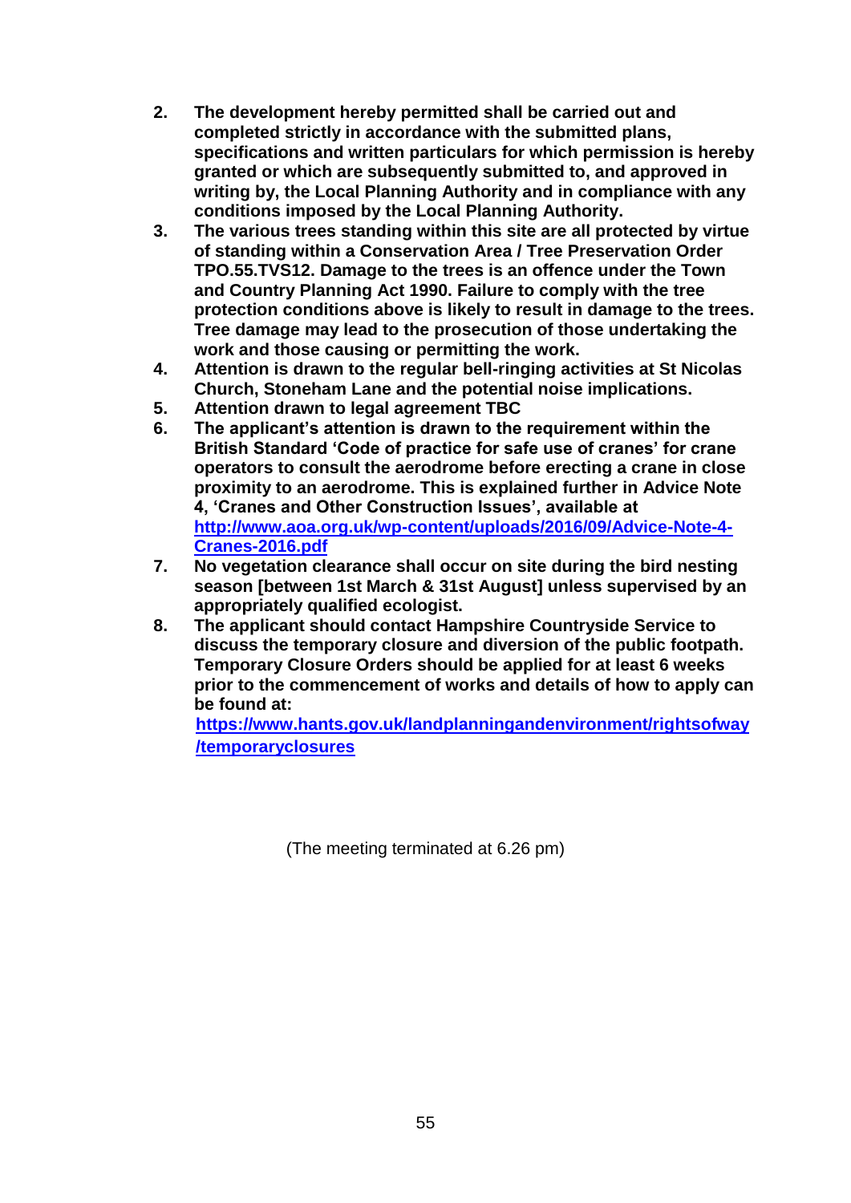2. **The development hereby permitted shall be carried out and completed strictly in accordance with the submitted plans, specifications and written particulars for which permission is hereby granted or which are subsequently submitted to, and approved in writing by, the Local Planning Authority and in compliance with any conditions imposed by the Local Planning Authority.**
3. **The various trees standing within this site are all protected by virtue of standing within a Conservation Area / Tree Preservation Order TPO.55.TVS12. Damage to the trees is an offence under the Town and Country Planning Act 1990. Failure to comply with the tree protection conditions above is likely to result in damage to the trees. Tree damage may lead to the prosecution of those undertaking the work and those causing or permitting the work.**
4. **Attention is drawn to the regular bell-ringing activities at St Nicolas Church, Stoneham Lane and the potential noise implications.**
5. **Attention drawn to legal agreement TBC**
6. **The applicant's attention is drawn to the requirement within the British Standard 'Code of practice for safe use of cranes' for crane operators to consult the aerodrome before erecting a crane in close proximity to an aerodrome. This is explained further in Advice Note 4, 'Cranes and Other Construction Issues', available at [http://www.aoa.org.uk/wp-content/uploads/2016/09/Advice-Note-4-Cranes-2016.pdf](http://www.aoa.org.uk/wp-content/uploads/2016/09/Advice-Note-4-Cranes-2016.pdf)**
7. **No vegetation clearance shall occur on site during the bird nesting season [between 1st March & 31st August] unless supervised by an appropriately qualified ecologist.**
8. **The applicant should contact Hampshire Countryside Service to discuss the temporary closure and diversion of the public footpath. Temporary Closure Orders should be applied for at least 6 weeks prior to the commencement of works and details of how to apply can be found at: [https://www.hants.gov.uk/landplanningandenvironment/rightsofway/temporaryclosures](https://www.hants.gov.uk/landplanningandenvironment/rightsofway/temporaryclosures)**

(The meeting terminated at 6.26 pm)